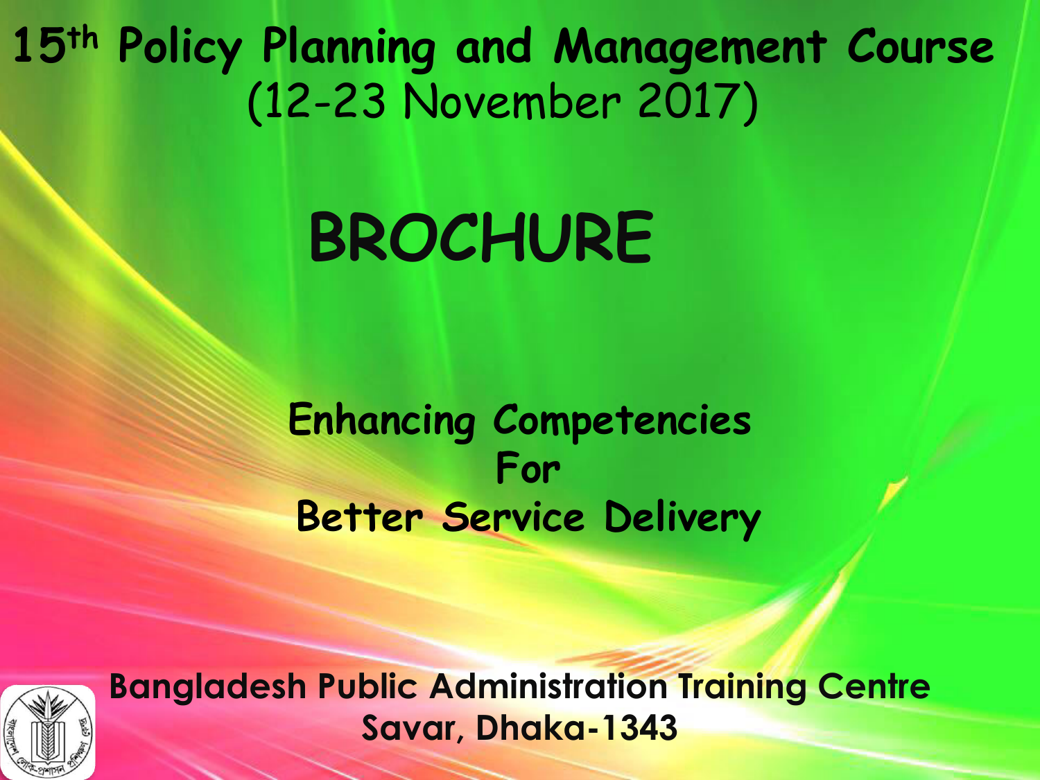# 15th Policy Planning and Management Course
## (12-23 November 2017)

# BROCHURE

**Enhancing Competencies**
**For**
**Better Service Delivery**

**Bangladesh Public Administration Training Centre**
**Savar, Dhaka-1343**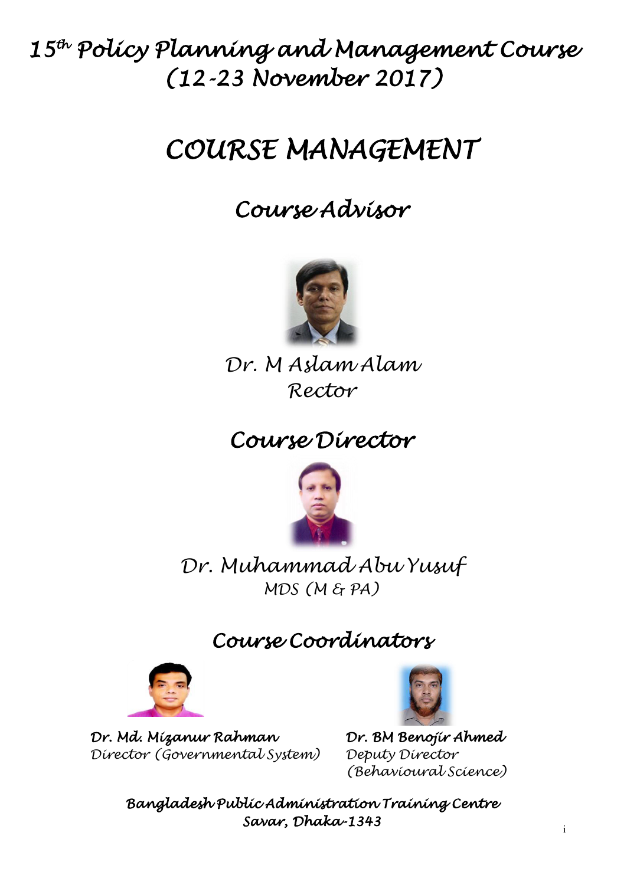# 15th Policy Planning and Management Course
# (12-23 November 2017)

## COURSE MANAGEMENT

### Course Advisor

Dr. M Aslam Alam
Rector

### Course Director

Dr. Muhammad Abu Yusuf
MDS (M & PA)

### Course Coordinators

**Dr. Md. Mizanur Rahman**
Director (Governmental System)

**Dr. BM Benojir Ahmed**
Deputy Director
(Behavioural Science)

**Bangladesh Public Administration Training Centre**
**Savar, Dhaka-1343**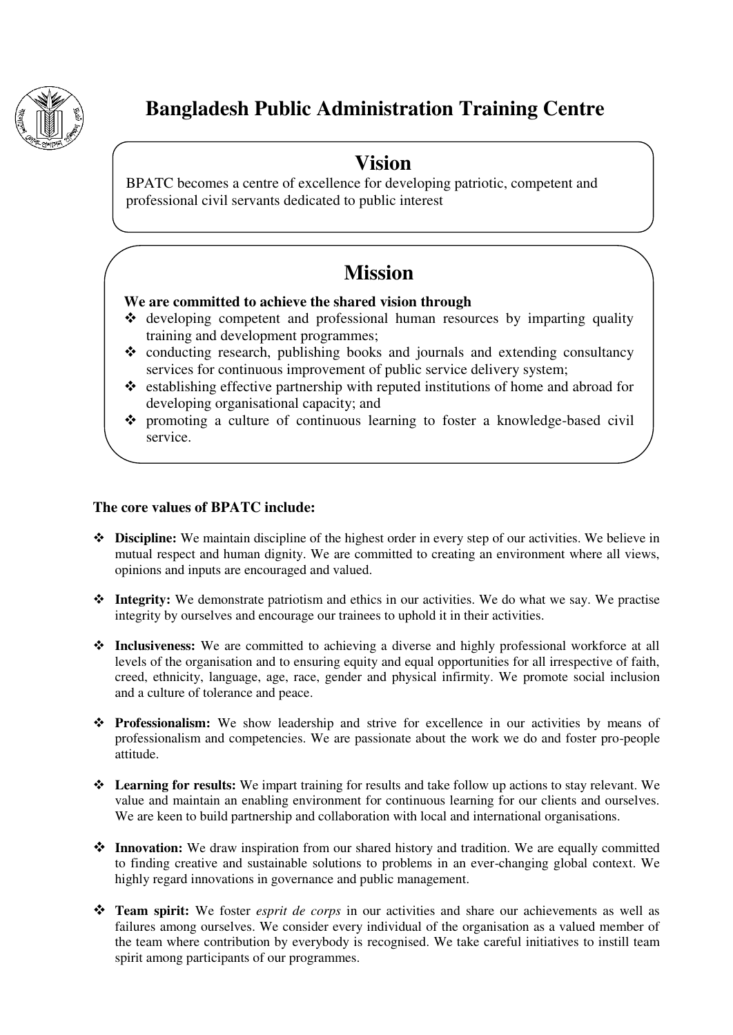# Bangladesh Public Administration Training Centre

## Vision

BPATC becomes a centre of excellence for developing patriotic, competent and professional civil servants dedicated to public interest

## Mission

**We are committed to achieve the shared vision through**

- developing competent and professional human resources by imparting quality training and development programmes;
- conducting research, publishing books and journals and extending consultancy services for continuous improvement of public service delivery system;
- establishing effective partnership with reputed institutions of home and abroad for developing organisational capacity; and
- promoting a culture of continuous learning to foster a knowledge-based civil service.

**The core values of BPATC include:**

- **Discipline:** We maintain discipline of the highest order in every step of our activities. We believe in mutual respect and human dignity. We are committed to creating an environment where all views, opinions and inputs are encouraged and valued.
- **Integrity:** We demonstrate patriotism and ethics in our activities. We do what we say. We practise integrity by ourselves and encourage our trainees to uphold it in their activities.
- **Inclusiveness:** We are committed to achieving a diverse and highly professional workforce at all levels of the organisation and to ensuring equity and equal opportunities for all irrespective of faith, creed, ethnicity, language, age, race, gender and physical infirmity. We promote social inclusion and a culture of tolerance and peace.
- **Professionalism:** We show leadership and strive for excellence in our activities by means of professionalism and competencies. We are passionate about the work we do and foster pro-people attitude.
- **Learning for results:** We impart training for results and take follow up actions to stay relevant. We value and maintain an enabling environment for continuous learning for our clients and ourselves. We are keen to build partnership and collaboration with local and international organisations.
- **Innovation:** We draw inspiration from our shared history and tradition. We are equally committed to finding creative and sustainable solutions to problems in an ever-changing global context. We highly regard innovations in governance and public management.
- **Team spirit:** We foster *esprit de corps* in our activities and share our achievements as well as failures among ourselves. We consider every individual of the organisation as a valued member of the team where contribution by everybody is recognised. We take careful initiatives to instill team spirit among participants of our programmes.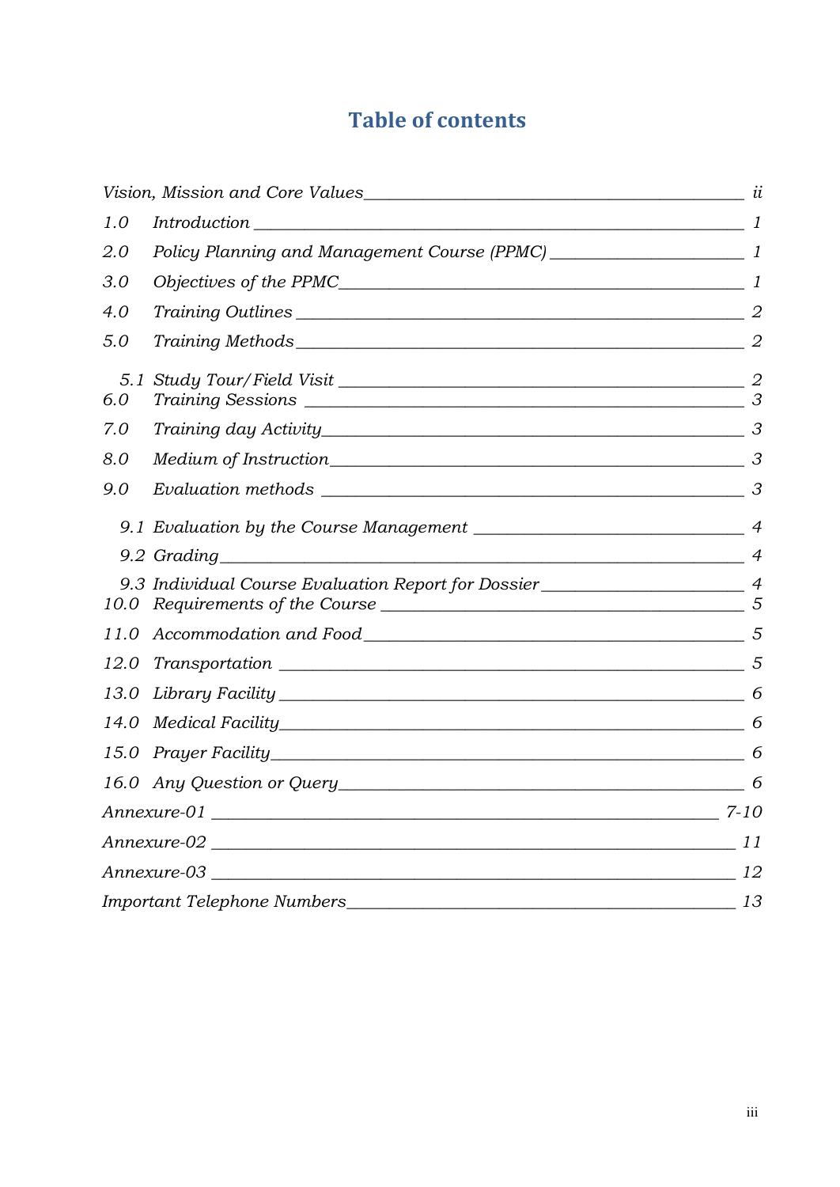# Table of contents

| | | |
|---|---|---|
| *Vision, Mission and Core Values* | | *ii* |
| *1.0* | *Introduction* | *1* |
| *2.0* | *Policy Planning and Management Course (PPMC)* | *1* |
| *3.0* | *Objectives of the PPMC* | *1* |
| *4.0* | *Training Outlines* | *2* |
| *5.0* | *Training Methods* | *2* |
| *5.1* | *Study Tour/Field Visit* | *2* |
| *6.0* | *Training Sessions* | *3* |
| *7.0* | *Training day Activity* | *3* |
| *8.0* | *Medium of Instruction* | *3* |
| *9.0* | *Evaluation methods* | *3* |
| *9.1* | *Evaluation by the Course Management* | *4* |
| *9.2* | *Grading* | *4* |
| *9.3* | *Individual Course Evaluation Report for Dossier* | *4* |
| *10.0* | *Requirements of the Course* | *5* |
| *11.0* | *Accommodation and Food* | *5* |
| *12.0* | *Transportation* | *5* |
| *13.0* | *Library Facility* | *6* |
| *14.0* | *Medical Facility* | *6* |
| *15.0* | *Prayer Facility* | *6* |
| *16.0* | *Any Question or Query* | *6* |
| *Annexure-01* | | *7-10* |
| *Annexure-02* | | *11* |
| *Annexure-03* | | *12* |
| *Important Telephone Numbers* | | *13* |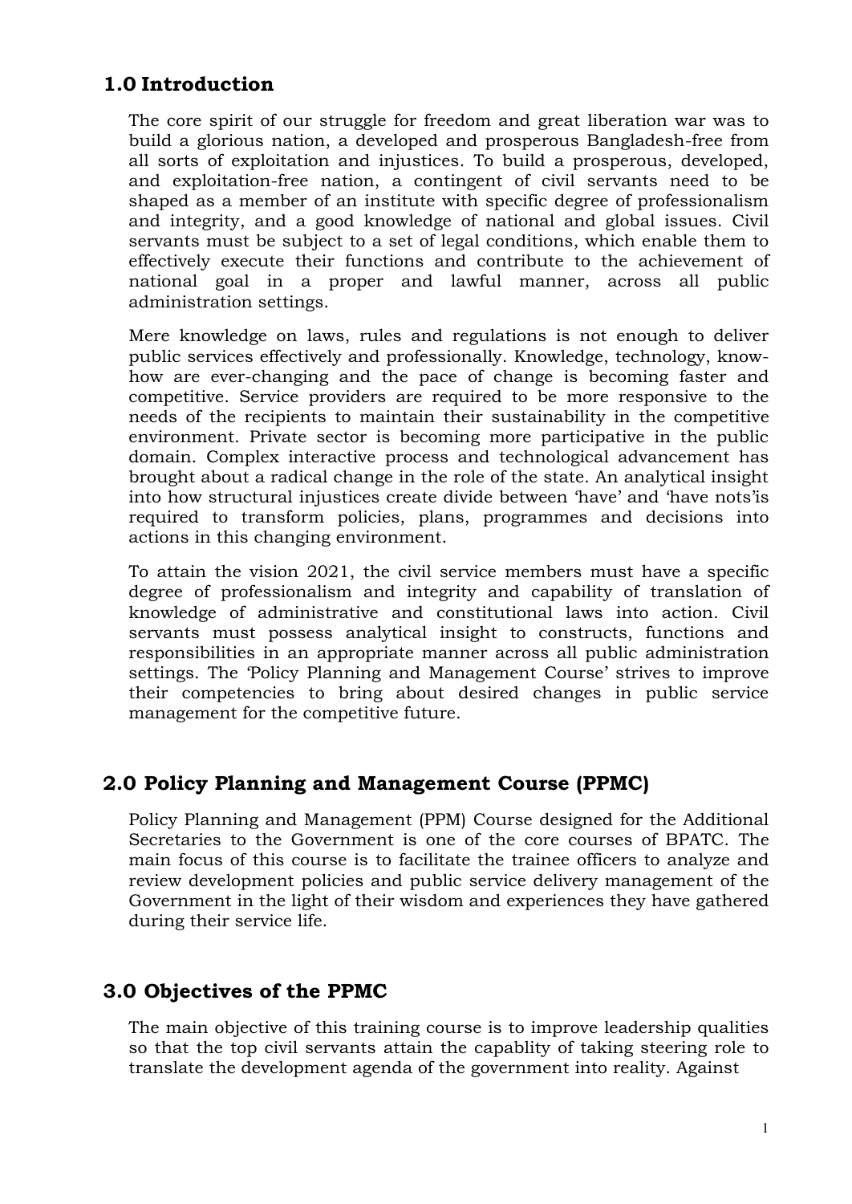## 1.0 Introduction

The core spirit of our struggle for freedom and great liberation war was to build a glorious nation, a developed and prosperous Bangladesh-free from all sorts of exploitation and injustices. To build a prosperous, developed, and exploitation-free nation, a contingent of civil servants need to be shaped as a member of an institute with specific degree of professionalism and integrity, and a good knowledge of national and global issues. Civil servants must be subject to a set of legal conditions, which enable them to effectively execute their functions and contribute to the achievement of national goal in a proper and lawful manner, across all public administration settings.

Mere knowledge on laws, rules and regulations is not enough to deliver public services effectively and professionally. Knowledge, technology, know-how are ever-changing and the pace of change is becoming faster and competitive. Service providers are required to be more responsive to the needs of the recipients to maintain their sustainability in the competitive environment. Private sector is becoming more participative in the public domain. Complex interactive process and technological advancement has brought about a radical change in the role of the state. An analytical insight into how structural injustices create divide between 'have' and 'have nots'is required to transform policies, plans, programmes and decisions into actions in this changing environment.

To attain the vision 2021, the civil service members must have a specific degree of professionalism and integrity and capability of translation of knowledge of administrative and constitutional laws into action. Civil servants must possess analytical insight to constructs, functions and responsibilities in an appropriate manner across all public administration settings. The 'Policy Planning and Management Course' strives to improve their competencies to bring about desired changes in public service management for the competitive future.

## 2.0 Policy Planning and Management Course (PPMC)

Policy Planning and Management (PPM) Course designed for the Additional Secretaries to the Government is one of the core courses of BPATC. The main focus of this course is to facilitate the trainee officers to analyze and review development policies and public service delivery management of the Government in the light of their wisdom and experiences they have gathered during their service life.

## 3.0 Objectives of the PPMC

The main objective of this training course is to improve leadership qualities so that the top civil servants attain the capablity of taking steering role to translate the development agenda of the government into reality. Against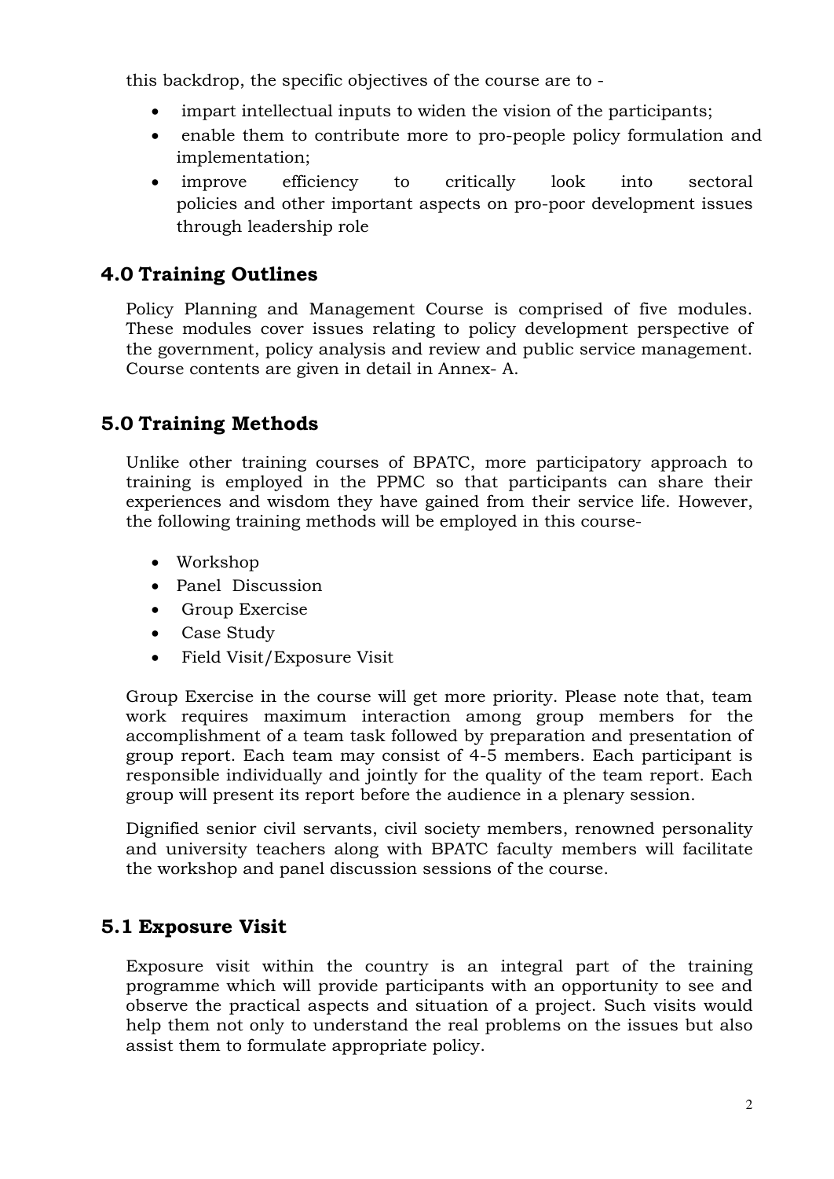this backdrop, the specific objectives of the course are to -

- impart intellectual inputs to widen the vision of the participants;
- enable them to contribute more to pro-people policy formulation and implementation;
- improve efficiency to critically look into sectoral policies and other important aspects on pro-poor development issues through leadership role

## 4.0 Training Outlines

Policy Planning and Management Course is comprised of five modules. These modules cover issues relating to policy development perspective of the government, policy analysis and review and public service management. Course contents are given in detail in Annex- A.

## 5.0 Training Methods

Unlike other training courses of BPATC, more participatory approach to training is employed in the PPMC so that participants can share their experiences and wisdom they have gained from their service life. However, the following training methods will be employed in this course-

- Workshop
- Panel Discussion
- Group Exercise
- Case Study
- Field Visit/Exposure Visit

Group Exercise in the course will get more priority. Please note that, team work requires maximum interaction among group members for the accomplishment of a team task followed by preparation and presentation of group report. Each team may consist of 4-5 members. Each participant is responsible individually and jointly for the quality of the team report. Each group will present its report before the audience in a plenary session.

Dignified senior civil servants, civil society members, renowned personality and university teachers along with BPATC faculty members will facilitate the workshop and panel discussion sessions of the course.

## 5.1 Exposure Visit

Exposure visit within the country is an integral part of the training programme which will provide participants with an opportunity to see and observe the practical aspects and situation of a project. Such visits would help them not only to understand the real problems on the issues but also assist them to formulate appropriate policy.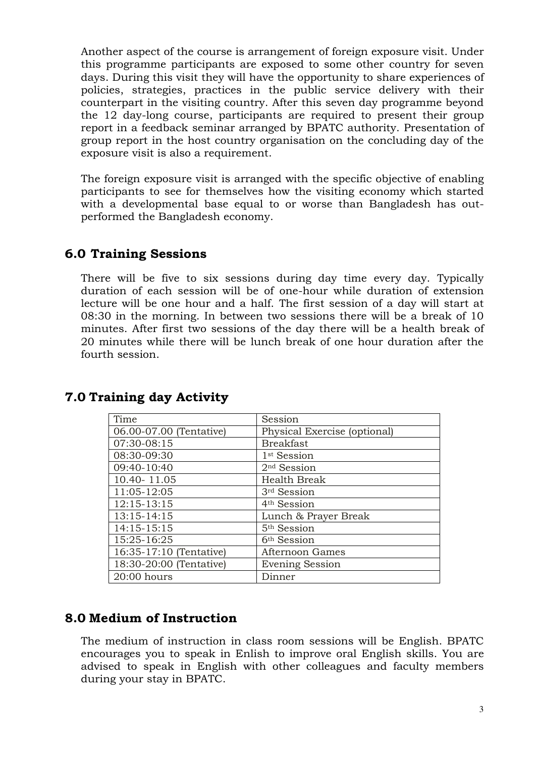Another aspect of the course is arrangement of foreign exposure visit. Under this programme participants are exposed to some other country for seven days. During this visit they will have the opportunity to share experiences of policies, strategies, practices in the public service delivery with their counterpart in the visiting country. After this seven day programme beyond the 12 day-long course, participants are required to present their group report in a feedback seminar arranged by BPATC authority. Presentation of group report in the host country organisation on the concluding day of the exposure visit is also a requirement.

The foreign exposure visit is arranged with the specific objective of enabling participants to see for themselves how the visiting economy which started with a developmental base equal to or worse than Bangladesh has out-performed the Bangladesh economy.

## 6.0 Training Sessions

There will be five to six sessions during day time every day. Typically duration of each session will be of one-hour while duration of extension lecture will be one hour and a half. The first session of a day will start at 08:30 in the morning. In between two sessions there will be a break of 10 minutes. After first two sessions of the day there will be a health break of 20 minutes while there will be lunch break of one hour duration after the fourth session.

## 7.0 Training day Activity

| Time | Session |
|---|---|
| 06.00-07.00 (Tentative) | Physical Exercise (optional) |
| 07:30-08:15 | Breakfast |
| 08:30-09:30 | 1st Session |
| 09:40-10:40 | 2nd Session |
| 10.40- 11.05 | Health Break |
| 11:05-12:05 | 3rd Session |
| 12:15-13:15 | 4th Session |
| 13:15-14:15 | Lunch & Prayer Break |
| 14:15-15:15 | 5th Session |
| 15:25-16:25 | 6th Session |
| 16:35-17:10 (Tentative) | Afternoon Games |
| 18:30-20:00 (Tentative) | Evening Session |
| 20:00 hours | Dinner |

## 8.0 Medium of Instruction

The medium of instruction in class room sessions will be English. BPATC encourages you to speak in Enlish to improve oral English skills. You are advised to speak in English with other colleagues and faculty members during your stay in BPATC.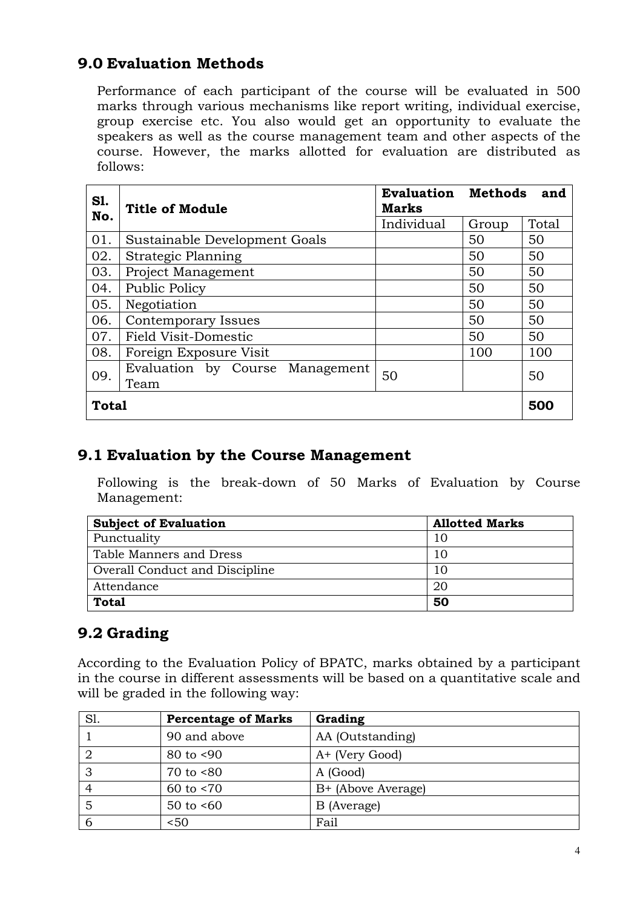## 9.0 Evaluation Methods

Performance of each participant of the course will be evaluated in 500 marks through various mechanisms like report writing, individual exercise, group exercise etc. You also would get an opportunity to evaluate the speakers as well as the course management team and other aspects of the course. However, the marks allotted for evaluation are distributed as follows:

| Sl. No. | Title of Module | Evaluation Methods and Marks | | |
|---|---|---|---|---|
| | | Individual | Group | Total |
| 01. | Sustainable Development Goals | | 50 | 50 |
| 02. | Strategic Planning | | 50 | 50 |
| 03. | Project Management | | 50 | 50 |
| 04. | Public Policy | | 50 | 50 |
| 05. | Negotiation | | 50 | 50 |
| 06. | Contemporary Issues | | 50 | 50 |
| 07. | Field Visit-Domestic | | 50 | 50 |
| 08. | Foreign Exposure Visit | | 100 | 100 |
| 09. | Evaluation by Course Management Team | 50 | | 50 |
| **Total** | | | | **500** |

## 9.1 Evaluation by the Course Management

Following is the break-down of 50 Marks of Evaluation by Course Management:

| Subject of Evaluation | Allotted Marks |
|---|---|
| Punctuality | 10 |
| Table Manners and Dress | 10 |
| Overall Conduct and Discipline | 10 |
| Attendance | 20 |
| **Total** | **50** |

## 9.2 Grading

According to the Evaluation Policy of BPATC, marks obtained by a participant in the course in different assessments will be based on a quantitative scale and will be graded in the following way:

| Sl. | Percentage of Marks | Grading |
|---|---|---|
| 1 | 90 and above | AA (Outstanding) |
| 2 | 80 to <90 | A+ (Very Good) |
| 3 | 70 to <80 | A (Good) |
| 4 | 60 to <70 | B+ (Above Average) |
| 5 | 50 to <60 | B (Average) |
| 6 | <50 | Fail |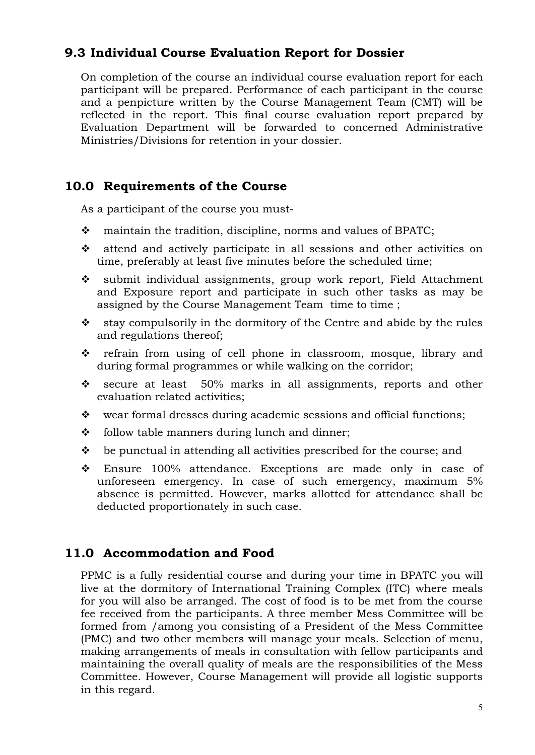## 9.3 Individual Course Evaluation Report for Dossier

On completion of the course an individual course evaluation report for each participant will be prepared. Performance of each participant in the course and a penpicture written by the Course Management Team (CMT) will be reflected in the report. This final course evaluation report prepared by Evaluation Department will be forwarded to concerned Administrative Ministries/Divisions for retention in your dossier.

## 10.0 Requirements of the Course

As a participant of the course you must-

- maintain the tradition, discipline, norms and values of BPATC;
- attend and actively participate in all sessions and other activities on time, preferably at least five minutes before the scheduled time;
- submit individual assignments, group work report, Field Attachment and Exposure report and participate in such other tasks as may be assigned by the Course Management Team time to time ;
- stay compulsorily in the dormitory of the Centre and abide by the rules and regulations thereof;
- refrain from using of cell phone in classroom, mosque, library and during formal programmes or while walking on the corridor;
- secure at least 50% marks in all assignments, reports and other evaluation related activities;
- wear formal dresses during academic sessions and official functions;
- follow table manners during lunch and dinner;
- be punctual in attending all activities prescribed for the course; and
- Ensure 100% attendance. Exceptions are made only in case of unforeseen emergency. In case of such emergency, maximum 5% absence is permitted. However, marks allotted for attendance shall be deducted proportionately in such case.

## 11.0 Accommodation and Food

PPMC is a fully residential course and during your time in BPATC you will live at the dormitory of International Training Complex (ITC) where meals for you will also be arranged. The cost of food is to be met from the course fee received from the participants. A three member Mess Committee will be formed from /among you consisting of a President of the Mess Committee (PMC) and two other members will manage your meals. Selection of menu, making arrangements of meals in consultation with fellow participants and maintaining the overall quality of meals are the responsibilities of the Mess Committee. However, Course Management will provide all logistic supports in this regard.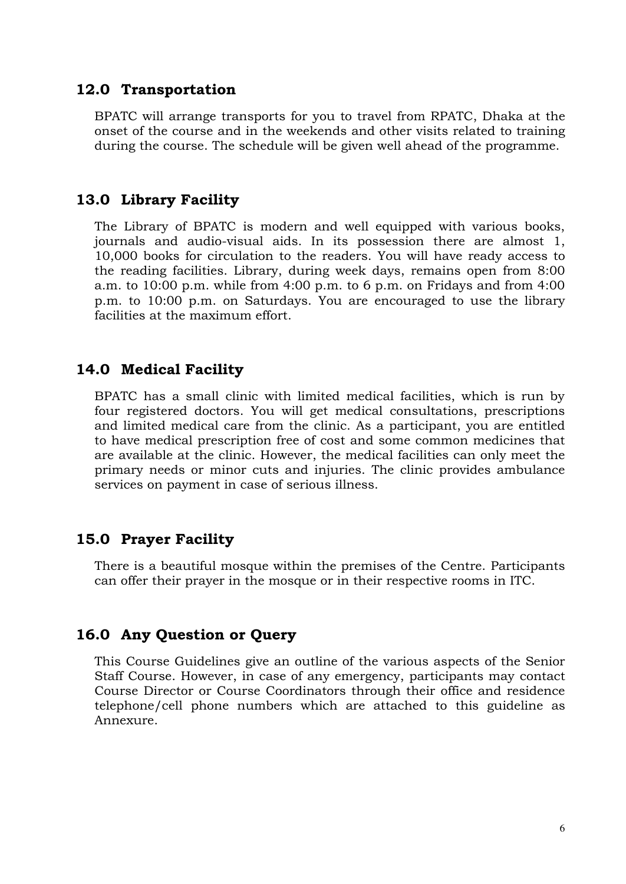## 12.0 Transportation

BPATC will arrange transports for you to travel from RPATC, Dhaka at the onset of the course and in the weekends and other visits related to training during the course. The schedule will be given well ahead of the programme.

## 13.0 Library Facility

The Library of BPATC is modern and well equipped with various books, journals and audio-visual aids. In its possession there are almost 1, 10,000 books for circulation to the readers. You will have ready access to the reading facilities. Library, during week days, remains open from 8:00 a.m. to 10:00 p.m. while from 4:00 p.m. to 6 p.m. on Fridays and from 4:00 p.m. to 10:00 p.m. on Saturdays. You are encouraged to use the library facilities at the maximum effort.

## 14.0 Medical Facility

BPATC has a small clinic with limited medical facilities, which is run by four registered doctors. You will get medical consultations, prescriptions and limited medical care from the clinic. As a participant, you are entitled to have medical prescription free of cost and some common medicines that are available at the clinic. However, the medical facilities can only meet the primary needs or minor cuts and injuries. The clinic provides ambulance services on payment in case of serious illness.

## 15.0 Prayer Facility

There is a beautiful mosque within the premises of the Centre. Participants can offer their prayer in the mosque or in their respective rooms in ITC.

## 16.0 Any Question or Query

This Course Guidelines give an outline of the various aspects of the Senior Staff Course. However, in case of any emergency, participants may contact Course Director or Course Coordinators through their office and residence telephone/cell phone numbers which are attached to this guideline as Annexure.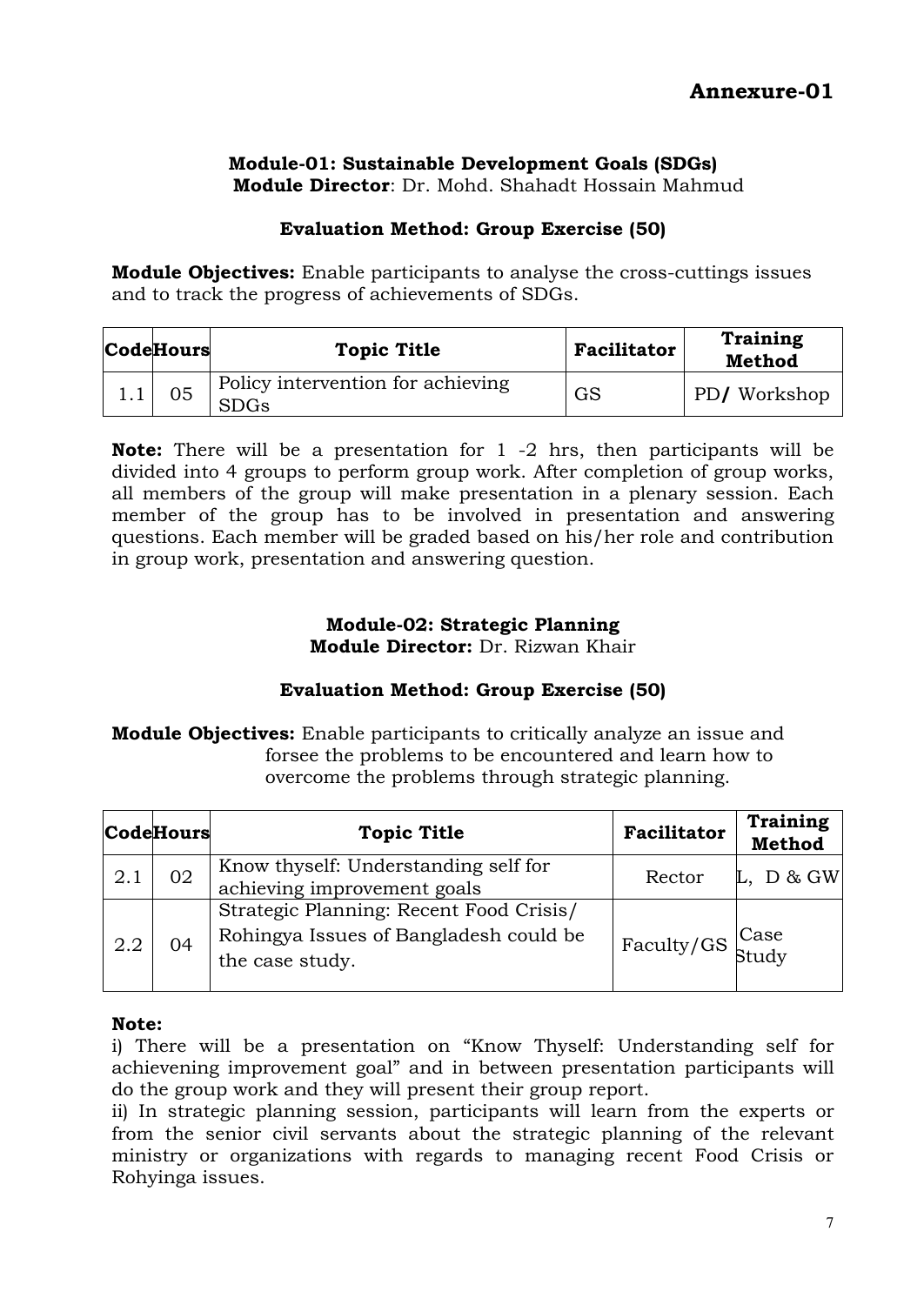**Annexure-01**

### Module-01: Sustainable Development Goals (SDGs)

**Module Director**: Dr. Mohd. Shahadt Hossain Mahmud

**Evaluation Method: Group Exercise (50)**

**Module Objectives:** Enable participants to analyse the cross-cuttings issues and to track the progress of achievements of SDGs.

| Code | Hours | Topic Title | Facilitator | Training Method |
|---|---|---|---|---|
| 1.1 | 05 | Policy intervention for achieving SDGs | GS | PD/ Workshop |

**Note:** There will be a presentation for 1 -2 hrs, then participants will be divided into 4 groups to perform group work. After completion of group works, all members of the group will make presentation in a plenary session. Each member of the group has to be involved in presentation and answering questions. Each member will be graded based on his/her role and contribution in group work, presentation and answering question.

### Module-02: Strategic Planning

**Module Director:** Dr. Rizwan Khair

**Evaluation Method: Group Exercise (50)**

**Module Objectives:** Enable participants to critically analyze an issue and forsee the problems to be encountered and learn how to overcome the problems through strategic planning.

| Code | Hours | Topic Title | Facilitator | Training Method |
|---|---|---|---|---|
| 2.1 | 02 | Know thyself: Understanding self for achieving improvement goals | Rector | L, D & GW |
| 2.2 | 04 | Strategic Planning: Recent Food Crisis/ Rohingya Issues of Bangladesh could be the case study. | Faculty/GS | Case Study |

**Note:**

i) There will be a presentation on "Know Thyself: Understanding self for achievening improvement goal" and in between presentation participants will do the group work and they will present their group report.

ii) In strategic planning session, participants will learn from the experts or from the senior civil servants about the strategic planning of the relevant ministry or organizations with regards to managing recent Food Crisis or Rohyinga issues.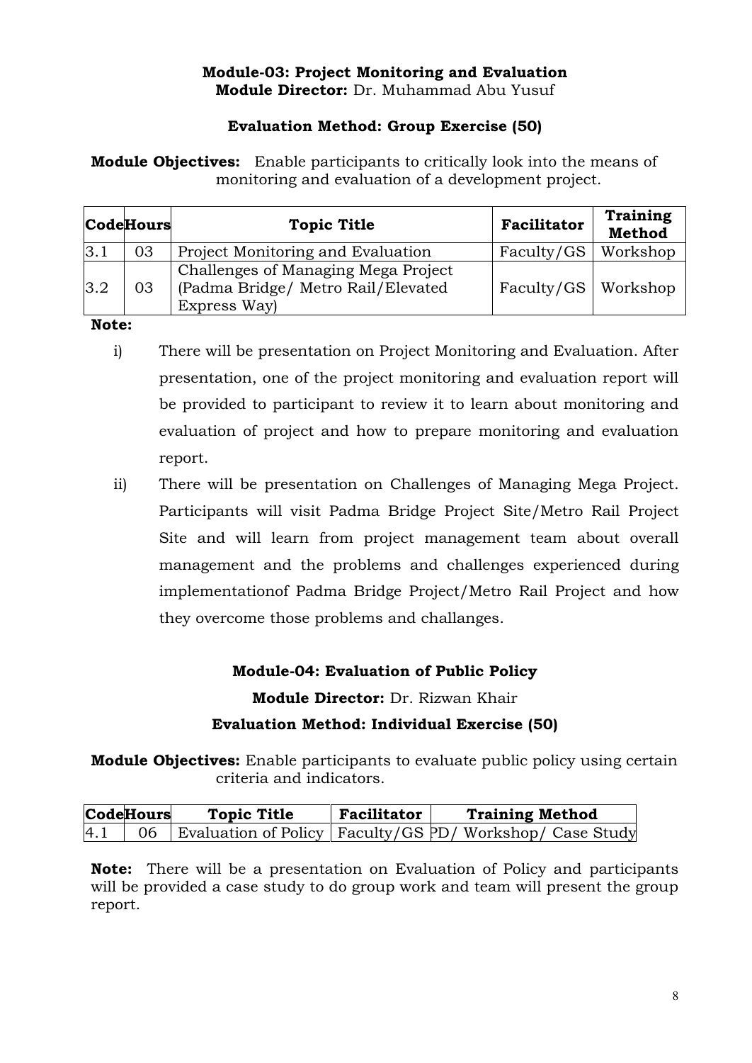**Module-03: Project Monitoring and Evaluation**
**Module Director:** Dr. Muhammad Abu Yusuf

**Evaluation Method: Group Exercise (50)**

**Module Objectives:** Enable participants to critically look into the means of monitoring and evaluation of a development project.

| Code | Hours | Topic Title | Facilitator | Training Method |
|---|---|---|---|---|
| 3.1 | 03 | Project Monitoring and Evaluation | Faculty/GS | Workshop |
| 3.2 | 03 | Challenges of Managing Mega Project (Padma Bridge/ Metro Rail/Elevated Express Way) | Faculty/GS | Workshop |

**Note:**

i) There will be presentation on Project Monitoring and Evaluation. After presentation, one of the project monitoring and evaluation report will be provided to participant to review it to learn about monitoring and evaluation of project and how to prepare monitoring and evaluation report.

ii) There will be presentation on Challenges of Managing Mega Project. Participants will visit Padma Bridge Project Site/Metro Rail Project Site and will learn from project management team about overall management and the problems and challenges experienced during implementationof Padma Bridge Project/Metro Rail Project and how they overcome those problems and challanges.

**Module-04: Evaluation of Public Policy**

**Module Director:** Dr. Rizwan Khair

**Evaluation Method: Individual Exercise (50)**

**Module Objectives:** Enable participants to evaluate public policy using certain criteria and indicators.

| Code | Hours | Topic Title | Facilitator | Training Method |
|---|---|---|---|---|
| 4.1 | 06 | Evaluation of Policy | Faculty/GS | PD/ Workshop/ Case Study |

**Note:** There will be a presentation on Evaluation of Policy and participants will be provided a case study to do group work and team will present the group report.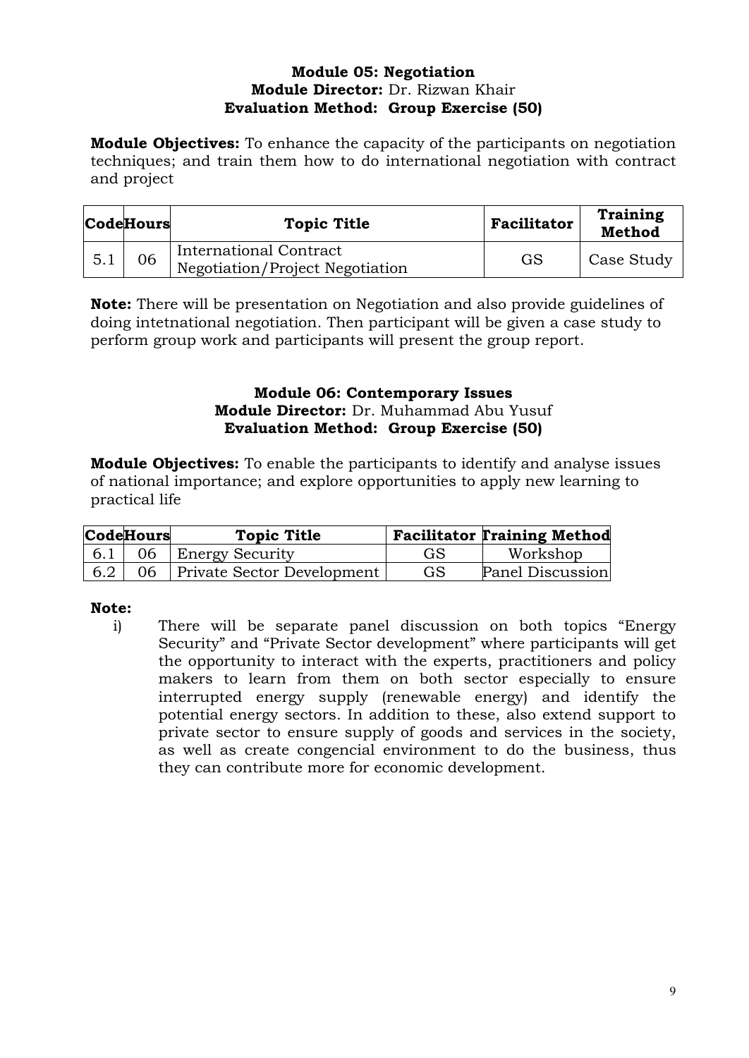**Module 05: Negotiation**
**Module Director:** Dr. Rizwan Khair
**Evaluation Method: Group Exercise (50)**

**Module Objectives:** To enhance the capacity of the participants on negotiation techniques; and train them how to do international negotiation with contract and project

| Code | Hours | Topic Title | Facilitator | Training Method |
|---|---|---|---|---|
| 5.1 | 06 | International Contract Negotiation/Project Negotiation | GS | Case Study |

**Note:** There will be presentation on Negotiation and also provide guidelines of doing intetnational negotiation. Then participant will be given a case study to perform group work and participants will present the group report.

**Module 06: Contemporary Issues**
**Module Director:** Dr. Muhammad Abu Yusuf
**Evaluation Method: Group Exercise (50)**

**Module Objectives:** To enable the participants to identify and analyse issues of national importance; and explore opportunities to apply new learning to practical life

| Code | Hours | Topic Title | Facilitator | Training Method |
|---|---|---|---|---|
| 6.1 | 06 | Energy Security | GS | Workshop |
| 6.2 | 06 | Private Sector Development | GS | Panel Discussion |

**Note:**

i) There will be separate panel discussion on both topics “Energy Security” and “Private Sector development” where participants will get the opportunity to interact with the experts, practitioners and policy makers to learn from them on both sector especially to ensure interrupted energy supply (renewable energy) and identify the potential energy sectors. In addition to these, also extend support to private sector to ensure supply of goods and services in the society, as well as create congencial environment to do the business, thus they can contribute more for economic development.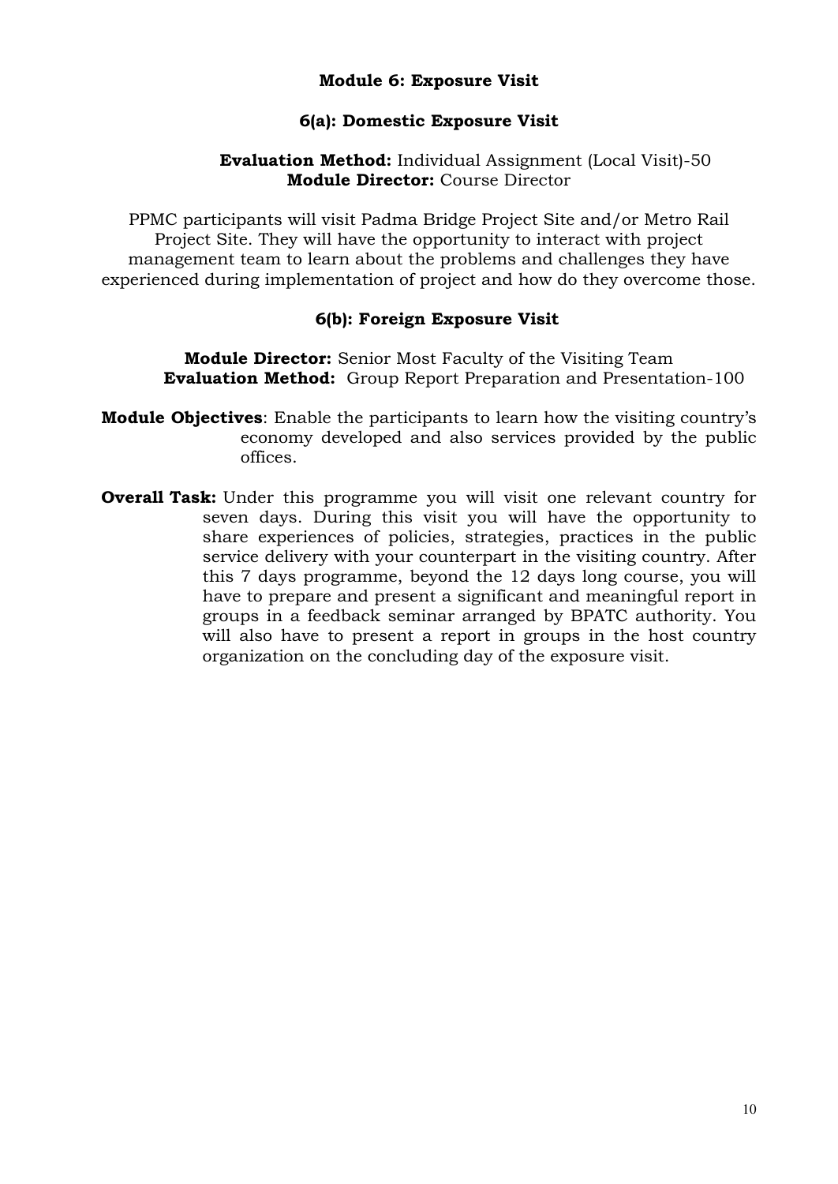## Module 6: Exposure Visit

### 6(a): Domestic Exposure Visit

**Evaluation Method:** Individual Assignment (Local Visit)-50
**Module Director:** Course Director

PPMC participants will visit Padma Bridge Project Site and/or Metro Rail Project Site. They will have the opportunity to interact with project management team to learn about the problems and challenges they have experienced during implementation of project and how do they overcome those.

### 6(b): Foreign Exposure Visit

**Module Director:** Senior Most Faculty of the Visiting Team
**Evaluation Method:** Group Report Preparation and Presentation-100

**Module Objectives**: Enable the participants to learn how the visiting country's economy developed and also services provided by the public offices.

**Overall Task:** Under this programme you will visit one relevant country for seven days. During this visit you will have the opportunity to share experiences of policies, strategies, practices in the public service delivery with your counterpart in the visiting country. After this 7 days programme, beyond the 12 days long course, you will have to prepare and present a significant and meaningful report in groups in a feedback seminar arranged by BPATC authority. You will also have to present a report in groups in the host country organization on the concluding day of the exposure visit.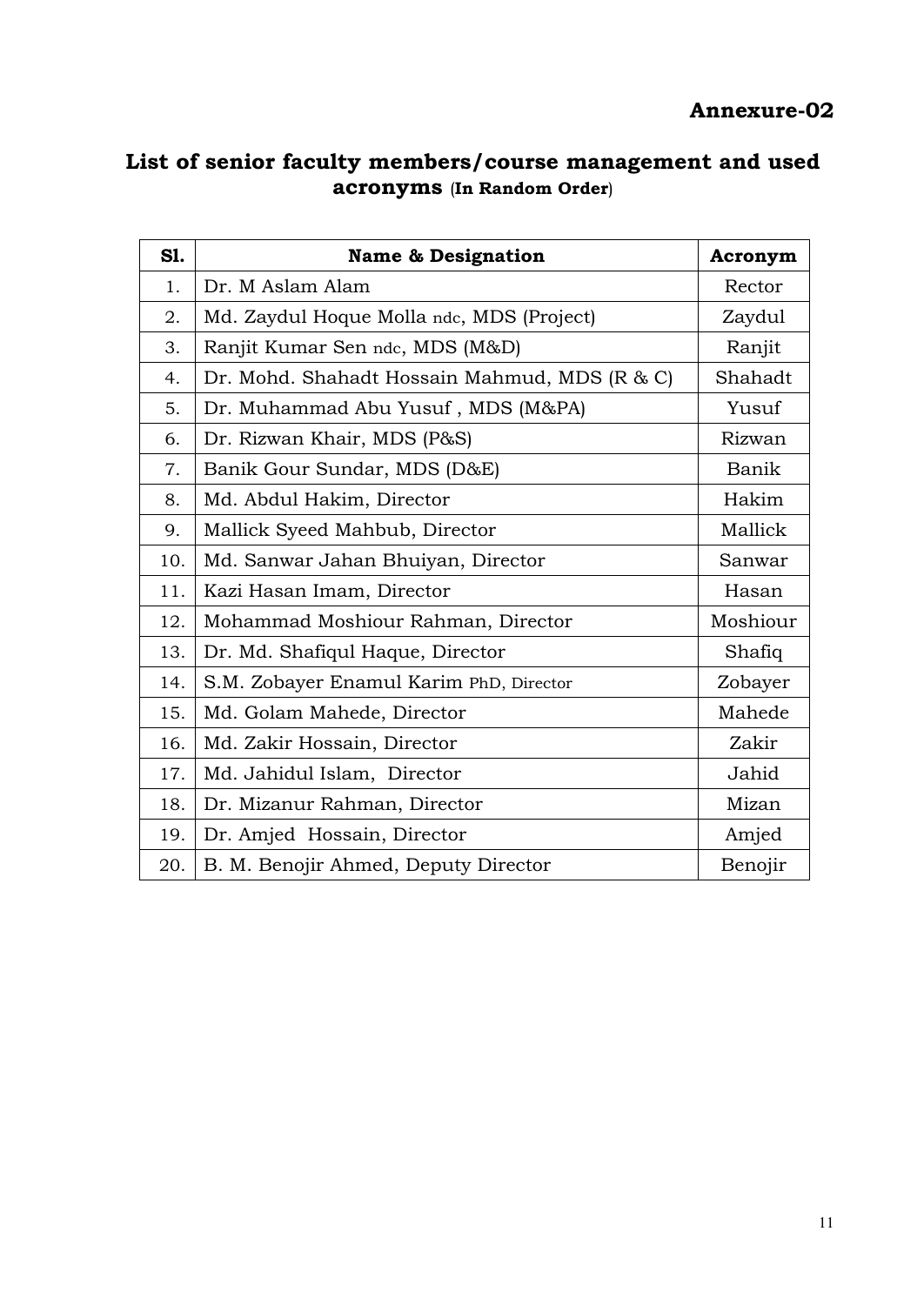**Annexure-02**

## List of senior faculty members/course management and used acronyms (In Random Order)

| Sl. | Name & Designation | Acronym |
|---|---|---|
| 1. | Dr. M Aslam Alam | Rector |
| 2. | Md. Zaydul Hoque Molla ndc, MDS (Project) | Zaydul |
| 3. | Ranjit Kumar Sen ndc, MDS (M&D) | Ranjit |
| 4. | Dr. Mohd. Shahadt Hossain Mahmud, MDS (R & C) | Shahadt |
| 5. | Dr. Muhammad Abu Yusuf , MDS (M&PA) | Yusuf |
| 6. | Dr. Rizwan Khair, MDS (P&S) | Rizwan |
| 7. | Banik Gour Sundar, MDS (D&E) | Banik |
| 8. | Md. Abdul Hakim, Director | Hakim |
| 9. | Mallick Syeed Mahbub, Director | Mallick |
| 10. | Md. Sanwar Jahan Bhuiyan, Director | Sanwar |
| 11. | Kazi Hasan Imam, Director | Hasan |
| 12. | Mohammad Moshiour Rahman, Director | Moshiour |
| 13. | Dr. Md. Shafiqul Haque, Director | Shafiq |
| 14. | S.M. Zobayer Enamul Karim PhD, Director | Zobayer |
| 15. | Md. Golam Mahede, Director | Mahede |
| 16. | Md. Zakir Hossain, Director | Zakir |
| 17. | Md. Jahidul Islam, Director | Jahid |
| 18. | Dr. Mizanur Rahman, Director | Mizan |
| 19. | Dr. Amjed Hossain, Director | Amjed |
| 20. | B. M. Benojir Ahmed, Deputy Director | Benojir |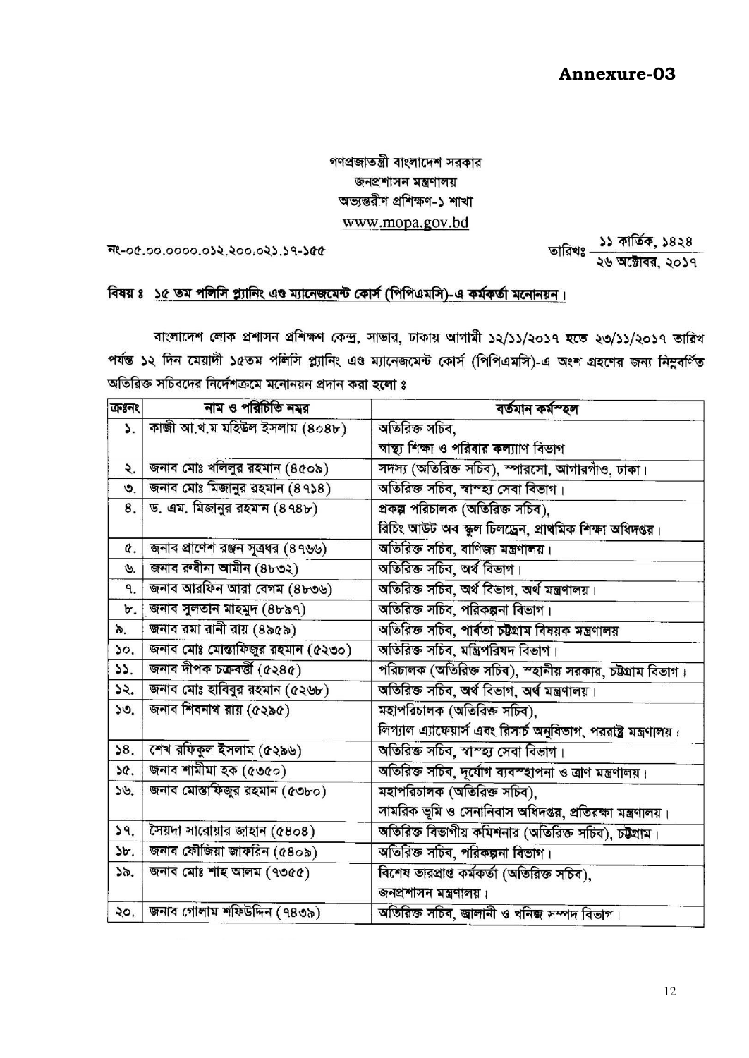**Annexure-03**

গণপ্রজাতন্ত্রী বাংলাদেশ সরকার
জনপ্রশাসন মন্ত্রণালয়
অভ্যন্তরীণ প্রশিক্ষণ-১ শাখা
www.mopa.gov.bd

নং-০৫.০০.০০০০.০১২.২০০.০২১.১৭-১৫৫

তারিখঃ ১১ কার্তিক, ১৪২৪ / ২৬ অক্টোবর, ২০১৭

**বিষয় ঃ ১৫ তম পলিসি প্ল্যানিং এণ্ড ম্যানেজমেন্ট কোর্স (পিপিএমসি)-এ কর্মকর্তা মনোনয়ন।**

বাংলাদেশ লোক প্রশাসন প্রশিক্ষণ কেন্দ্র, সাভার, ঢাকায় আগামী ১২/১১/২০১৭ হতে ২৩/১১/২০১৭ তারিখ পর্যন্ত ১২ দিন মেয়াদী ১৫তম পলিসি প্ল্যানিং এণ্ড ম্যানেজমেন্ট কোর্স (পিপিএমসি)-এ অংশ গ্রহণের জন্য নিম্নবর্ণিত অতিরিক্ত সচিবদের নির্দেশক্রমে মনোনয়ন প্রদান করা হলো ঃ

| ক্রঃনং | নাম ও পরিচিতি নম্বর | বর্তমান কর্মস্থল |
|---|---|---|
| ১. | কাজী আ.খ.ম মহিউল ইসলাম (৪০৪৮) | অতিরিক্ত সচিব, স্বাস্থ্য শিক্ষা ও পরিবার কল্যাণ বিভাগ |
| ২. | জনাব মোঃ খলিলুর রহমান (৪৫০৯) | সদস্য (অতিরিক্ত সচিব), স্পারসো, আগারগাঁও, ঢাকা। |
| ৩. | জনাব মোঃ মিজানুর রহমান (৪৭১৪) | অতিরিক্ত সচিব, স্বাস্থ্য সেবা বিভাগ। |
| ৪. | ড. এম. মিজানুর রহমান (৪৭৪৮) | প্রকল্প পরিচালক (অতিরিক্ত সচিব), রিচিং আউট অব স্কুল চিলড্রেন, প্রাথমিক শিক্ষা অধিদপ্তর। |
| ৫. | জনাব প্রাণেশ রঞ্জন সূত্রধর (৪৭৬৬) | অতিরিক্ত সচিব, বাণিজ্য মন্ত্রণালয়। |
| ৬. | জনাব রুবীনা আমীন (৪৮৩২) | অতিরিক্ত সচিব, অর্থ বিভাগ। |
| ৭. | জনাব আরফিন আরা বেগম (৪৮৩৬) | অতিরিক্ত সচিব, অর্থ বিভাগ, অর্থ মন্ত্রণালয়। |
| ৮. | জনাব সুলতান মাহমুদ (৪৮৯৭) | অতিরিক্ত সচিব, পরিকল্পনা বিভাগ। |
| ৯. | জনাব রমা রানী রায় (৪৯৫৯) | অতিরিক্ত সচিব, পার্বত্য চট্টগ্রাম বিষয়ক মন্ত্রণালয় |
| ১০. | জনাব মোঃ মোস্তাফিজুর রহমান (৫২৩০) | অতিরিক্ত সচিব, মন্ত্রিপরিষদ বিভাগ। |
| ১১. | জনাব দীপক চক্রবর্ত্তী (৫২৪৫) | পরিচালক (অতিরিক্ত সচিব), স্থানীয় সরকার, চট্টগ্রাম বিভাগ। |
| ১২. | জনাব মোঃ হাবিবুর রহমান (৫২৬৮) | অতিরিক্ত সচিব, অর্থ বিভাগ, অর্থ মন্ত্রণালয়। |
| ১৩. | জনাব শিবনাথ রায় (৫২৯৫) | মহাপরিচালক (অতিরিক্ত সচিব), লিগ্যাল এ্যাফেয়ার্স এবং রিসার্চ অনুবিভাগ, পররাষ্ট্র মন্ত্রণালয়। |
| ১৪. | শেখ রফিকুল ইসলাম (৫২৯৬) | অতিরিক্ত সচিব, স্বাস্থ্য সেবা বিভাগ। |
| ১৫. | জনাব শামীমা হক (৫৩৫০) | অতিরিক্ত সচিব, দূর্যোগ ব্যবস্থাপনা ও ত্রাণ মন্ত্রণালয়। |
| ১৬. | জনাব মোস্তাফিজুর রহমান (৫৩৮০) | মহাপরিচালক (অতিরিক্ত সচিব), সামরিক ভূমি ও সেনানিবাস অধিদপ্তর, প্রতিরক্ষা মন্ত্রণালয়। |
| ১৭. | সৈয়দা সারোয়ার জাহান (৫৪০৪) | অতিরিক্ত বিভাগীয় কমিশনার (অতিরিক্ত সচিব), চট্টগ্রাম। |
| ১৮. | জনাব ফৌজিয়া জাফরিন (৫৪০৯) | অতিরিক্ত সচিব, পরিকল্পনা বিভাগ। |
| ১৯. | জনাব মোঃ শাহ আলম (৭৩৫৫) | বিশেষ ভারপ্রাপ্ত কর্মকর্তা (অতিরিক্ত সচিব), জনপ্রশাসন মন্ত্রণালয়। |
| ২০. | জনাব গোলাম শফিউদ্দিন (৭৪৩৯) | অতিরিক্ত সচিব, জ্বালানী ও খনিজ সম্পদ বিভাগ। |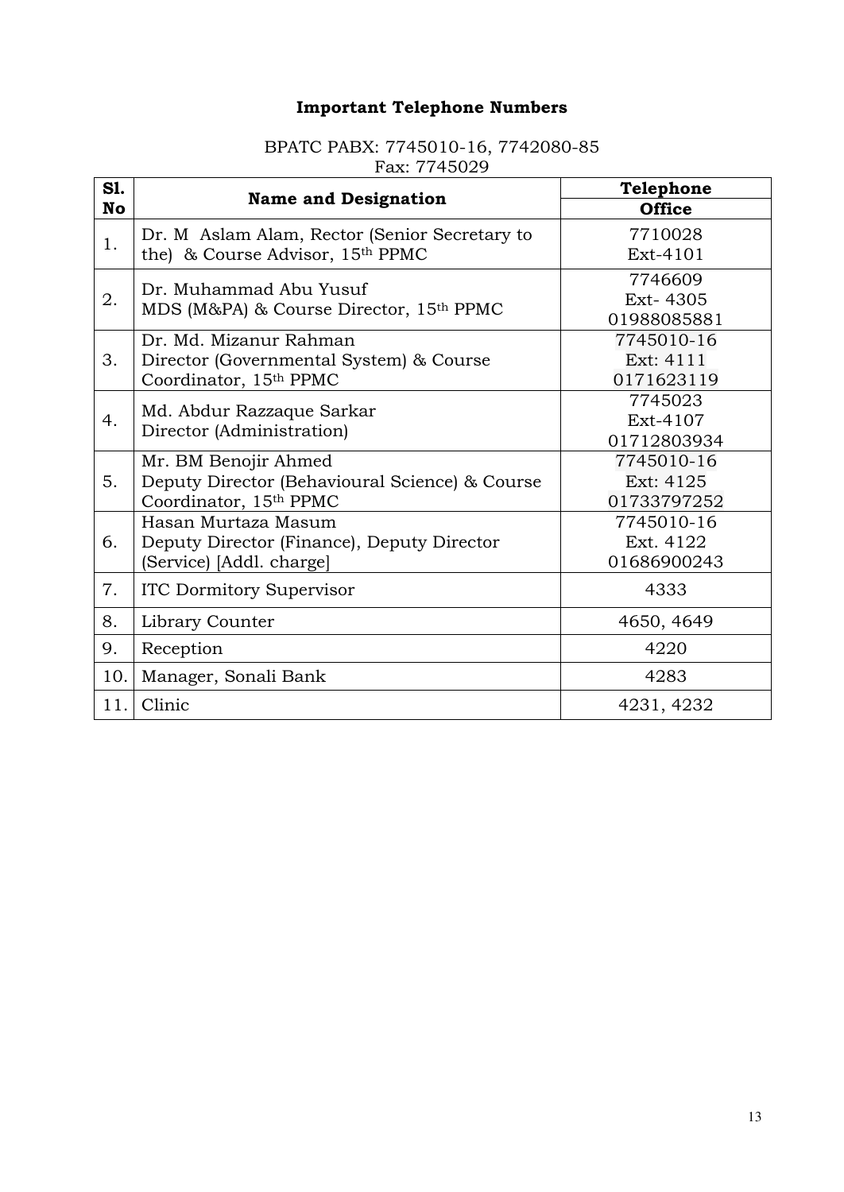# Important Telephone Numbers

BPATC PABX: 7745010-16, 7742080-85
Fax: 7745029

| Sl. No | Name and Designation | Telephone |
|---|---|---|
| | | Office |
| 1. | Dr. M Aslam Alam, Rector (Senior Secretary to the) & Course Advisor, 15th PPMC | 7710028<br>Ext-4101 |
| 2. | Dr. Muhammad Abu Yusuf<br>MDS (M&PA) & Course Director, 15th PPMC | 7746609<br>Ext- 4305<br>01988085881 |
| 3. | Dr. Md. Mizanur Rahman<br>Director (Governmental System) & Course Coordinator, 15th PPMC | 7745010-16<br>Ext: 4111<br>0171623119 |
| 4. | Md. Abdur Razzaque Sarkar<br>Director (Administration) | 7745023<br>Ext-4107<br>01712803934 |
| 5. | Mr. BM Benojir Ahmed<br>Deputy Director (Behavioural Science) & Course Coordinator, 15th PPMC | 7745010-16<br>Ext: 4125<br>01733797252 |
| 6. | Hasan Murtaza Masum<br>Deputy Director (Finance), Deputy Director (Service) [Addl. charge] | 7745010-16<br>Ext. 4122<br>01686900243 |
| 7. | ITC Dormitory Supervisor | 4333 |
| 8. | Library Counter | 4650, 4649 |
| 9. | Reception | 4220 |
| 10. | Manager, Sonali Bank | 4283 |
| 11. | Clinic | 4231, 4232 |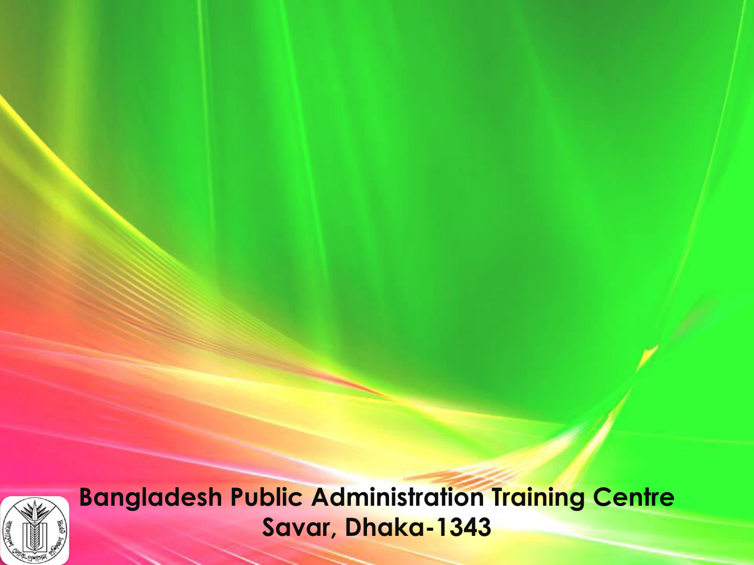**Bangladesh Public Administration Training Centre**
**Savar, Dhaka-1343**